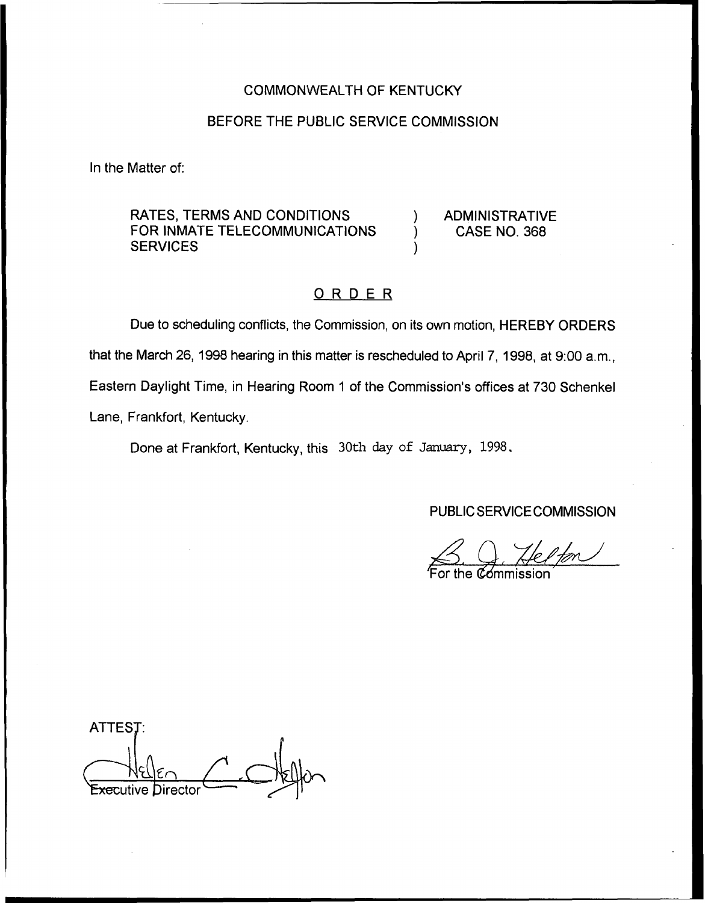COMMONWEALTH OF KENTUCKY

BEFORE THE PUBLIC SERVICE COMMISSION

In the Matter of:

RATES, TERMS AND CONDITIONS FOR INMATE TELECOMMUNICATIONS SERVICES ) ADMINISTRATIVE CASE NO. 368

# ORDER

Due to scheduling conflicts, the Commission, on its own motion, HEREBY ORDERS that the March 26, 1998 hearing in this matter is rescheduled to April 7, 1998, at 9:00 a.m., Eastern Daylight Time, in Hearing Room 1 of the Commission's offices at 730 Schenkel Lane, Frankfort, Kentucky.

Done at Frankfort, Kentucky, this 30th day of January, 1998.

PUBLIC SERVICE COMMISSION

For the Commission

ATTEST:

Executive Director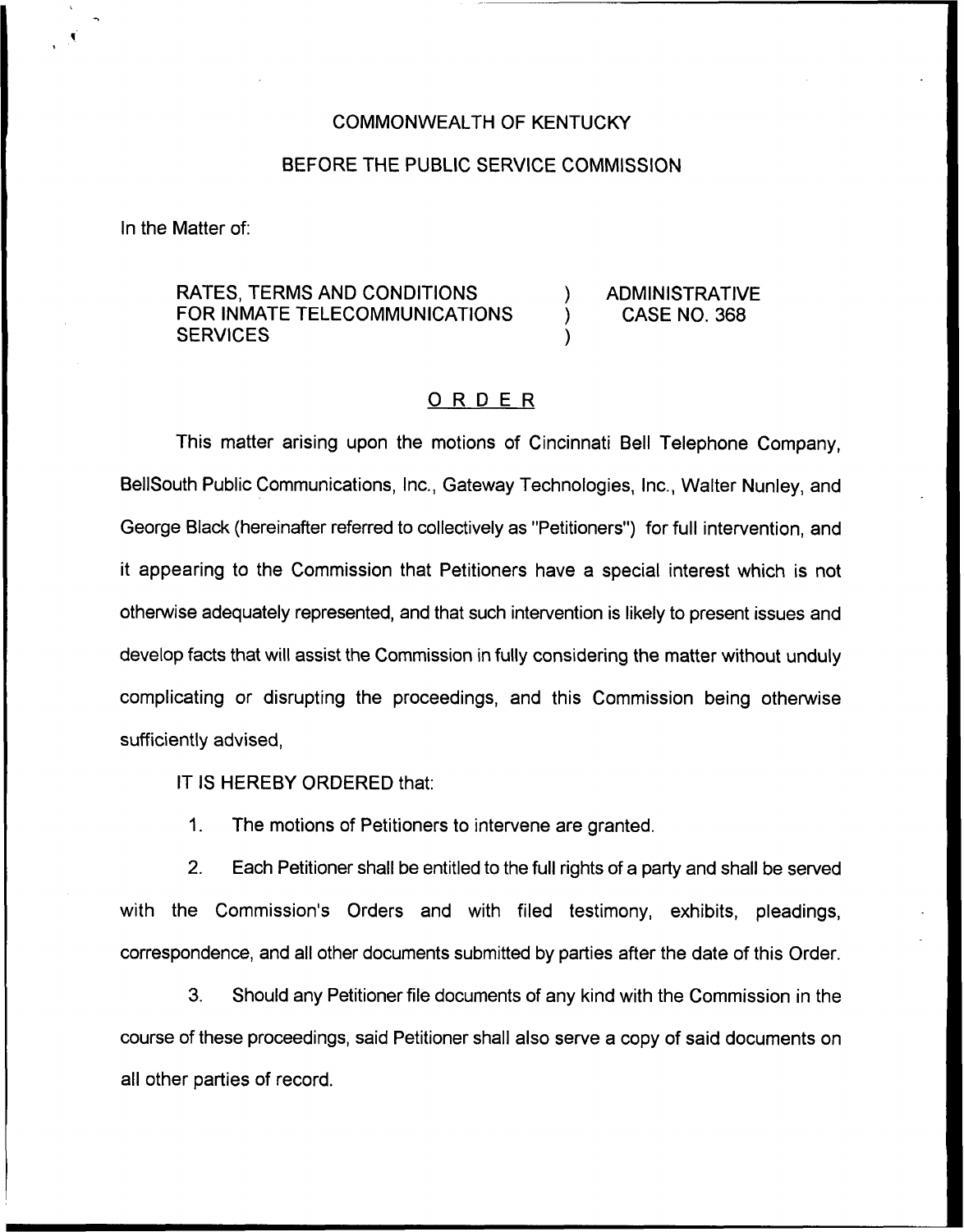COMMONWEALTH OF KENTUCKY

BEFORE THE PUBLIC SERVICE COMMISSION

In the Matter of:

RATES, TERMS AND CONDITIONS FOR INMATE TELECOMMUNICATIONS SERVICES ) ADMINISTRATIVE CASE NO. 368

# ORDER

This matter arising upon the motions of Cincinnati Bell Telephone Company, BellSouth Public Communications, Inc., Gateway Technologies, Inc., Walter Nunley, and George Black (hereinafter referred to collectively as "Petitioners") for full intervention, and it appearing to the Commission that Petitioners have a special interest which is not otherwise adequately represented, and that such intervention is likely to present issues and develop facts that will assist the Commission in fully considering the matter without unduly complicating or disrupting the proceedings, and this Commission being otherwise sufficiently advised,

IT IS HEREBY ORDERED that:

1. The motions of Petitioners to intervene are granted.

2. Each Petitioner shall be entitled to the full rights of a party and shall be served with the Commission's Orders and with filed testimony, exhibits, pleadings, correspondence, and all other documents submitted by parties after the date of this Order.

3. Should any Petitioner file documents of any kind with the Commission in the course of these proceedings, said Petitioner shall also serve a copy of said documents on all other parties of record.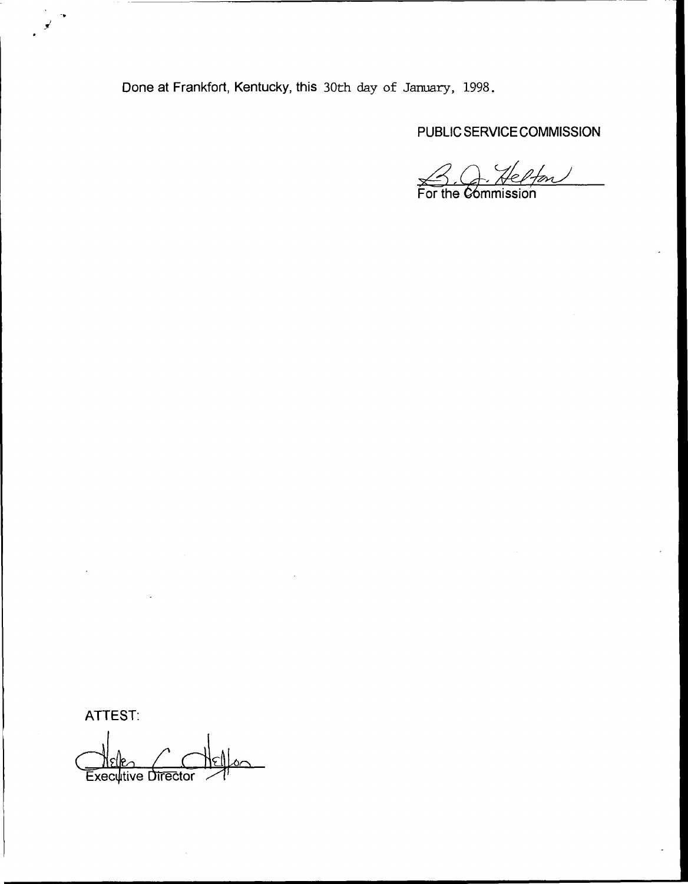Done at Frankfort, Kentucky, this 30th day of January, 1998.

PUBLIC SERVICE COMMISSION

For the Commission

ATTEST:

Executive Director